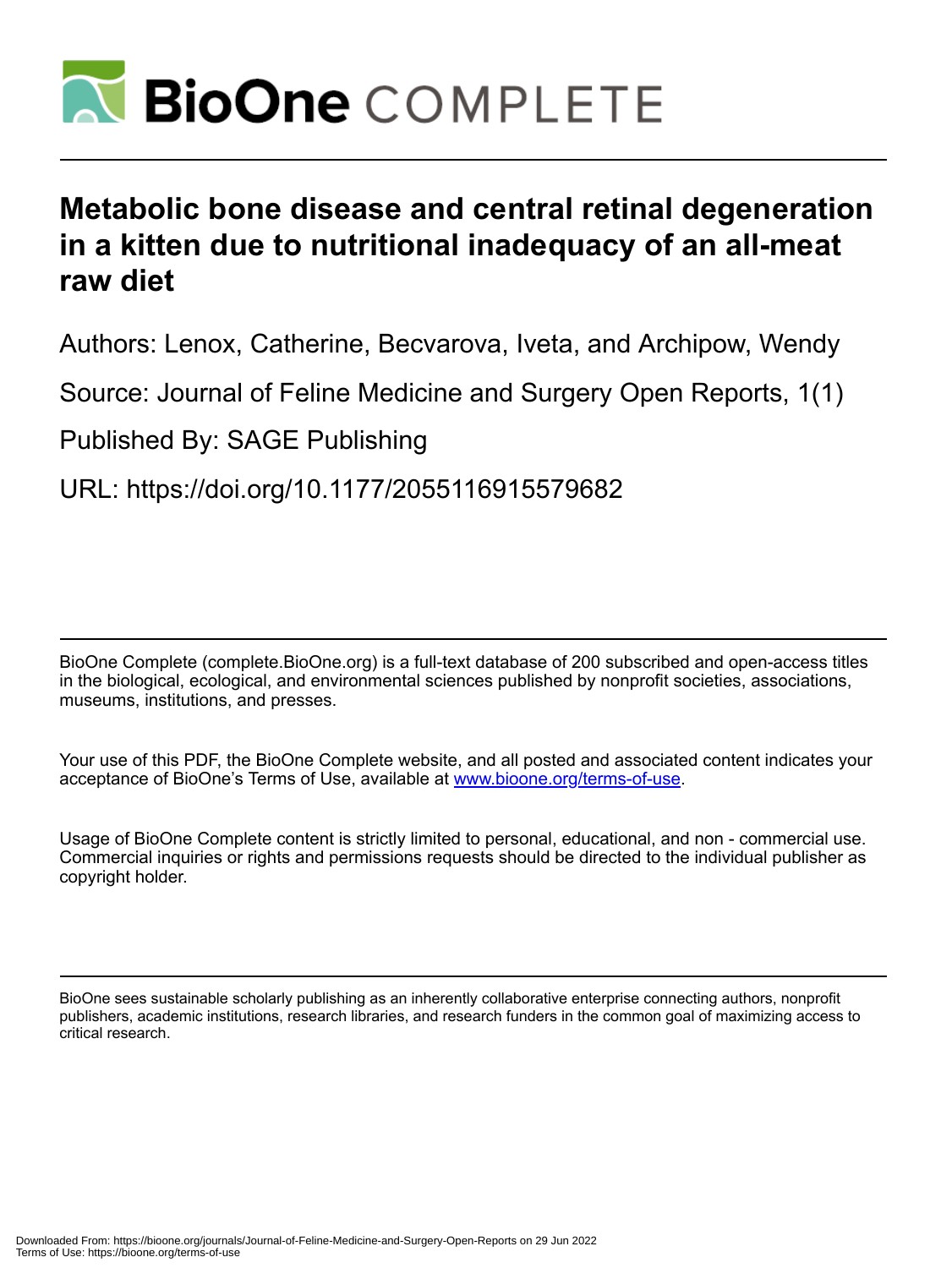# BioOne COMPLETE

# Metabolic bone disease and central retinal degeneration in a kitten due to nutritional inadequacy of an all-meat raw diet

Authors: Lenox, Catherine, Becvarova, Iveta, and Archipow, Wendy

Source: Journal of Feline Medicine and Surgery Open Reports, 1(1)

Published By: SAGE Publishing

URL: https://doi.org/10.1177/2055116915579682

BioOne Complete (complete.BioOne.org) is a full-text database of 200 subscribed and open-access titles in the biological, ecological, and environmental sciences published by nonprofit societies, associations, museums, institutions, and presses.

Your use of this PDF, the BioOne Complete website, and all posted and associated content indicates your acceptance of BioOne's Terms of Use, available at www.bioone.org/terms-of-use.

Usage of BioOne Complete content is strictly limited to personal, educational, and non - commercial use. Commercial inquiries or rights and permissions requests should be directed to the individual publisher as copyright holder.

BioOne sees sustainable scholarly publishing as an inherently collaborative enterprise connecting authors, nonprofit publishers, academic institutions, research libraries, and research funders in the common goal of maximizing access to critical research.

Downloaded From: https://bioone.org/journals/Journal-of-Feline-Medicine-and-Surgery-Open-Reports on 29 Jun 2022
Terms of Use: https://bioone.org/terms-of-use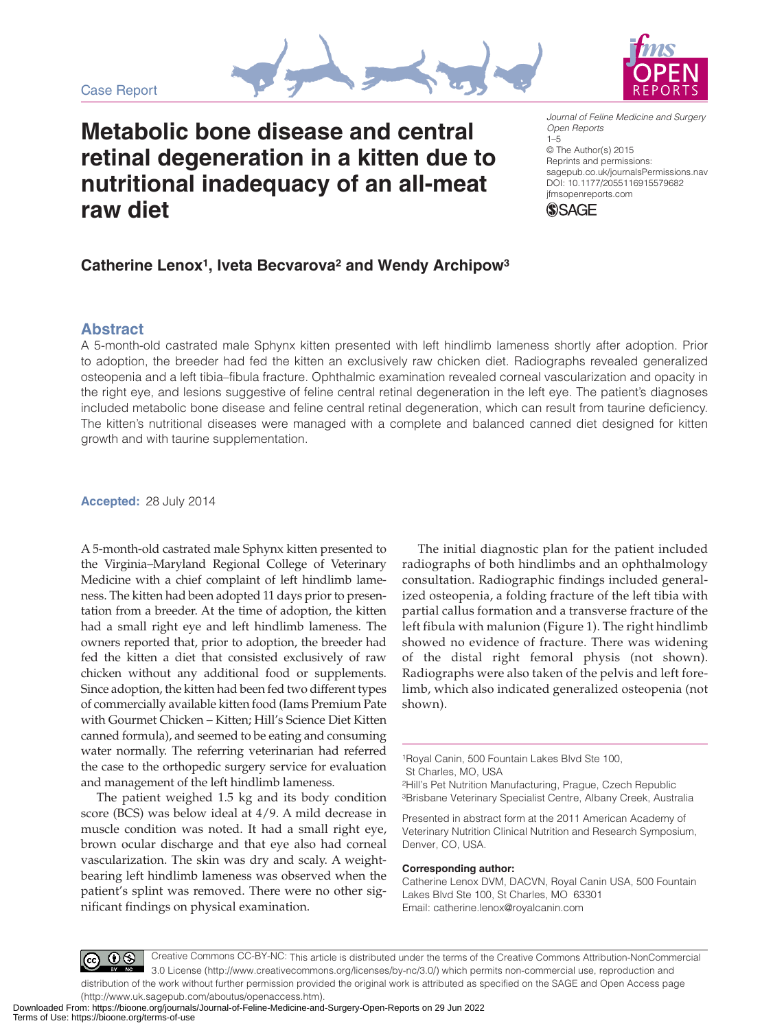Case Report

# Metabolic bone disease and central retinal degeneration in a kitten due to nutritional inadequacy of an all-meat raw diet

*Journal of Feline Medicine and Surgery Open Reports*
1–5
© The Author(s) 2015
Reprints and permissions: sagepub.co.uk/journalsPermissions.nav
DOI: 10.1177/2055116915579682
jfmsopenreports.com

**Catherine Lenox[1], Iveta Becvarova[2] and Wendy Archipow[3]**

## Abstract

A 5-month-old castrated male Sphynx kitten presented with left hindlimb lameness shortly after adoption. Prior to adoption, the breeder had fed the kitten an exclusively raw chicken diet. Radiographs revealed generalized osteopenia and a left tibia–fibula fracture. Ophthalmic examination revealed corneal vascularization and opacity in the right eye, and lesions suggestive of feline central retinal degeneration in the left eye. The patient's diagnoses included metabolic bone disease and feline central retinal degeneration, which can result from taurine deficiency. The kitten's nutritional diseases were managed with a complete and balanced canned diet designed for kitten growth and with taurine supplementation.

**Accepted:** 28 July 2014

A 5-month-old castrated male Sphynx kitten presented to the Virginia–Maryland Regional College of Veterinary Medicine with a chief complaint of left hindlimb lameness. The kitten had been adopted 11 days prior to presentation from a breeder. At the time of adoption, the kitten had a small right eye and left hindlimb lameness. The owners reported that, prior to adoption, the breeder had fed the kitten a diet that consisted exclusively of raw chicken without any additional food or supplements. Since adoption, the kitten had been fed two different types of commercially available kitten food (Iams Premium Pate with Gourmet Chicken – Kitten; Hill's Science Diet Kitten canned formula), and seemed to be eating and consuming water normally. The referring veterinarian had referred the case to the orthopedic surgery service for evaluation and management of the left hindlimb lameness.

The patient weighed 1.5 kg and its body condition score (BCS) was below ideal at 4/9. A mild decrease in muscle condition was noted. It had a small right eye, brown ocular discharge and that eye also had corneal vascularization. The skin was dry and scaly. A weight-bearing left hindlimb lameness was observed when the patient's splint was removed. There were no other significant findings on physical examination.

The initial diagnostic plan for the patient included radiographs of both hindlimbs and an ophthalmology consultation. Radiographic findings included generalized osteopenia, a folding fracture of the left tibia with partial callus formation and a transverse fracture of the left fibula with malunion (Figure 1). The right hindlimb showed no evidence of fracture. There was widening of the distal right femoral physis (not shown). Radiographs were also taken of the pelvis and left forelimb, which also indicated generalized osteopenia (not shown).

[1]Royal Canin, 500 Fountain Lakes Blvd Ste 100, St Charles, MO, USA
[2]Hill's Pet Nutrition Manufacturing, Prague, Czech Republic
[3]Brisbane Veterinary Specialist Centre, Albany Creek, Australia

Presented in abstract form at the 2011 American Academy of Veterinary Nutrition Clinical Nutrition and Research Symposium, Denver, CO, USA.

**Corresponding author:**
Catherine Lenox DVM, DACVN, Royal Canin USA, 500 Fountain Lakes Blvd Ste 100, St Charles, MO 63301
Email: catherine.lenox@royalcanin.com

Creative Commons CC-BY-NC: This article is distributed under the terms of the Creative Commons Attribution-NonCommercial 3.0 License (http://www.creativecommons.org/licenses/by-nc/3.0/) which permits non-commercial use, reproduction and distribution of the work without further permission provided the original work is attributed as specified on the SAGE and Open Access page (http://www.uk.sagepub.com/aboutus/openaccess.htm).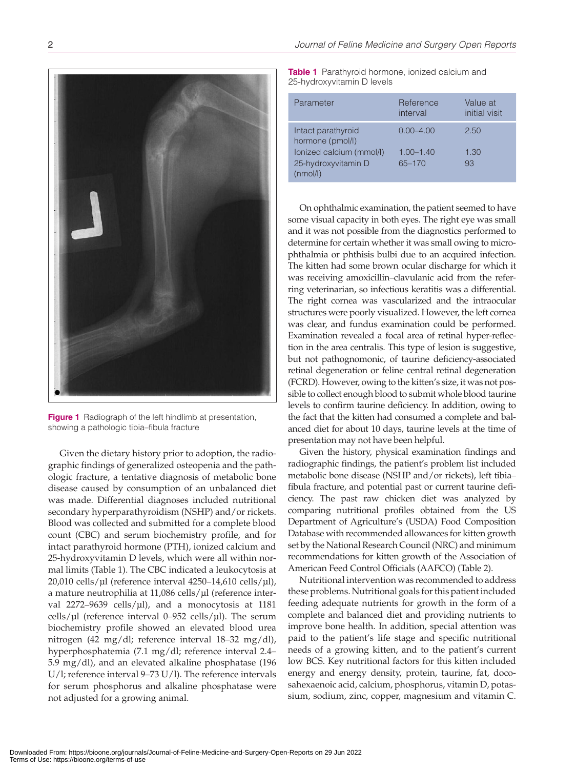Figure 1 Radiograph of the left hindlimb at presentation, showing a pathologic tibia–fibula fracture

Given the dietary history prior to adoption, the radiographic findings of generalized osteopenia and the pathologic fracture, a tentative diagnosis of metabolic bone disease caused by consumption of an unbalanced diet was made. Differential diagnoses included nutritional secondary hyperparathyroidism (NSHP) and/or rickets. Blood was collected and submitted for a complete blood count (CBC) and serum biochemistry profile, and for intact parathyroid hormone (PTH), ionized calcium and 25-hydroxyvitamin D levels, which were all within normal limits (Table 1). The CBC indicated a leukocytosis at 20,010 cells/µl (reference interval 4250–14,610 cells/µl), a mature neutrophilia at 11,086 cells/µl (reference interval 2272–9639 cells/µl), and a monocytosis at 1181 cells/µl (reference interval 0–952 cells/µl). The serum biochemistry profile showed an elevated blood urea nitrogen (42 mg/dl; reference interval 18–32 mg/dl), hyperphosphatemia (7.1 mg/dl; reference interval 2.4–5.9 mg/dl), and an elevated alkaline phosphatase (196 U/l; reference interval 9–73 U/l). The reference intervals for serum phosphorus and alkaline phosphatase were not adjusted for a growing animal.

**Table 1** Parathyroid hormone, ionized calcium and 25-hydroxyvitamin D levels

| Parameter | Reference interval | Value at initial visit |
|---|---|---|
| Intact parathyroid hormone (pmol/l) | 0.00–4.00 | 2.50 |
| Ionized calcium (mmol/l) | 1.00–1.40 | 1.30 |
| 25-hydroxyvitamin D (nmol/l) | 65–170 | 93 |

On ophthalmic examination, the patient seemed to have some visual capacity in both eyes. The right eye was small and it was not possible from the diagnostics performed to determine for certain whether it was small owing to microphthalmia or phthisis bulbi due to an acquired infection. The kitten had some brown ocular discharge for which it was receiving amoxicillin–clavulanic acid from the referring veterinarian, so infectious keratitis was a differential. The right cornea was vascularized and the intraocular structures were poorly visualized. However, the left cornea was clear, and fundus examination could be performed. Examination revealed a focal area of retinal hyper-reflection in the area centralis. This type of lesion is suggestive, but not pathognomonic, of taurine deficiency-associated retinal degeneration or feline central retinal degeneration (FCRD). However, owing to the kitten's size, it was not possible to collect enough blood to submit whole blood taurine levels to confirm taurine deficiency. In addition, owing to the fact that the kitten had consumed a complete and balanced diet for about 10 days, taurine levels at the time of presentation may not have been helpful.

Given the history, physical examination findings and radiographic findings, the patient's problem list included metabolic bone disease (NSHP and/or rickets), left tibia–fibula fracture, and potential past or current taurine deficiency. The past raw chicken diet was analyzed by comparing nutritional profiles obtained from the US Department of Agriculture's (USDA) Food Composition Database with recommended allowances for kitten growth set by the National Research Council (NRC) and minimum recommendations for kitten growth of the Association of American Feed Control Officials (AAFCO) (Table 2).

Nutritional intervention was recommended to address these problems. Nutritional goals for this patient included feeding adequate nutrients for growth in the form of a complete and balanced diet and providing nutrients to improve bone health. In addition, special attention was paid to the patient's life stage and specific nutritional needs of a growing kitten, and to the patient's current low BCS. Key nutritional factors for this kitten included energy and energy density, protein, taurine, fat, docosahexaenoic acid, calcium, phosphorus, vitamin D, potassium, sodium, zinc, copper, magnesium and vitamin C.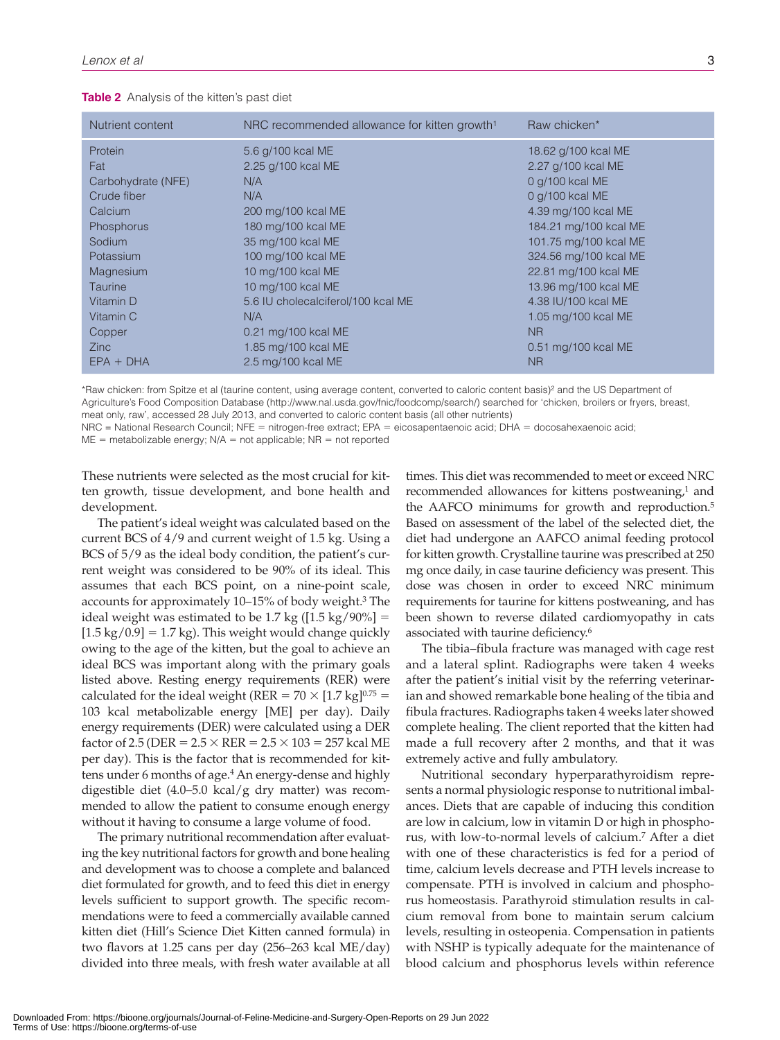**Table 2** Analysis of the kitten's past diet

| Nutrient content | NRC recommended allowance for kitten growth[1] | Raw chicken* |
|---|---|---|
| Protein | 5.6 g/100 kcal ME | 18.62 g/100 kcal ME |
| Fat | 2.25 g/100 kcal ME | 2.27 g/100 kcal ME |
| Carbohydrate (NFE) | N/A | 0 g/100 kcal ME |
| Crude fiber | N/A | 0 g/100 kcal ME |
| Calcium | 200 mg/100 kcal ME | 4.39 mg/100 kcal ME |
| Phosphorus | 180 mg/100 kcal ME | 184.21 mg/100 kcal ME |
| Sodium | 35 mg/100 kcal ME | 101.75 mg/100 kcal ME |
| Potassium | 100 mg/100 kcal ME | 324.56 mg/100 kcal ME |
| Magnesium | 10 mg/100 kcal ME | 22.81 mg/100 kcal ME |
| Taurine | 10 mg/100 kcal ME | 13.96 mg/100 kcal ME |
| Vitamin D | 5.6 IU cholecalciferol/100 kcal ME | 4.38 IU/100 kcal ME |
| Vitamin C | N/A | 1.05 mg/100 kcal ME |
| Copper | 0.21 mg/100 kcal ME | NR |
| Zinc | 1.85 mg/100 kcal ME | 0.51 mg/100 kcal ME |
| EPA + DHA | 2.5 mg/100 kcal ME | NR |

*Raw chicken: from Spitze et al (taurine content, using average content, converted to caloric content basis)[2] and the US Department of Agriculture's Food Composition Database (http://www.nal.usda.gov/fnic/foodcomp/search/) searched for 'chicken, broilers or fryers, breast, meat only, raw', accessed 28 July 2013, and converted to caloric content basis (all other nutrients)

NRC = National Research Council; NFE = nitrogen-free extract; EPA = eicosapentaenoic acid; DHA = docosahexaenoic acid; ME = metabolizable energy; N/A = not applicable; NR = not reported

These nutrients were selected as the most crucial for kitten growth, tissue development, and bone health and development.

The patient's ideal weight was calculated based on the current BCS of 4/9 and current weight of 1.5 kg. Using a BCS of 5/9 as the ideal body condition, the patient's current weight was considered to be 90% of its ideal. This assumes that each BCS point, on a nine-point scale, accounts for approximately 10–15% of body weight.[3] The ideal weight was estimated to be 1.7 kg ([1.5 kg/90%] = [1.5 kg/0.9] = 1.7 kg). This weight would change quickly owing to the age of the kitten, but the goal to achieve an ideal BCS was important along with the primary goals listed above. Resting energy requirements (RER) were calculated for the ideal weight (RER = $70 \times [1.7\ \text{kg}]^{0.75}$ = 103 kcal metabolizable energy [ME] per day). Daily energy requirements (DER) were calculated using a DER factor of 2.5 (DER = $2.5 \times$ RER = $2.5 \times 103$ = 257 kcal ME per day). This is the factor that is recommended for kittens under 6 months of age.[4] An energy-dense and highly digestible diet (4.0–5.0 kcal/g dry matter) was recommended to allow the patient to consume enough energy without it having to consume a large volume of food.

The primary nutritional recommendation after evaluating the key nutritional factors for growth and bone healing and development was to choose a complete and balanced diet formulated for growth, and to feed this diet in energy levels sufficient to support growth. The specific recommendations were to feed a commercially available canned kitten diet (Hill's Science Diet Kitten canned formula) in two flavors at 1.25 cans per day (256–263 kcal ME/day) divided into three meals, with fresh water available at all times. This diet was recommended to meet or exceed NRC recommended allowances for kittens postweaning,[1] and the AAFCO minimums for growth and reproduction.[5] Based on assessment of the label of the selected diet, the diet had undergone an AAFCO animal feeding protocol for kitten growth. Crystalline taurine was prescribed at 250 mg once daily, in case taurine deficiency was present. This dose was chosen in order to exceed NRC minimum requirements for taurine for kittens postweaning, and has been shown to reverse dilated cardiomyopathy in cats associated with taurine deficiency.[6]

The tibia–fibula fracture was managed with cage rest and a lateral splint. Radiographs were taken 4 weeks after the patient's initial visit by the referring veterinarian and showed remarkable bone healing of the tibia and fibula fractures. Radiographs taken 4 weeks later showed complete healing. The client reported that the kitten had made a full recovery after 2 months, and that it was extremely active and fully ambulatory.

Nutritional secondary hyperparathyroidism represents a normal physiologic response to nutritional imbalances. Diets that are capable of inducing this condition are low in calcium, low in vitamin D or high in phosphorus, with low-to-normal levels of calcium.[7] After a diet with one of these characteristics is fed for a period of time, calcium levels decrease and PTH levels increase to compensate. PTH is involved in calcium and phosphorus homeostasis. Parathyroid stimulation results in calcium removal from bone to maintain serum calcium levels, resulting in osteopenia. Compensation in patients with NSHP is typically adequate for the maintenance of blood calcium and phosphorus levels within reference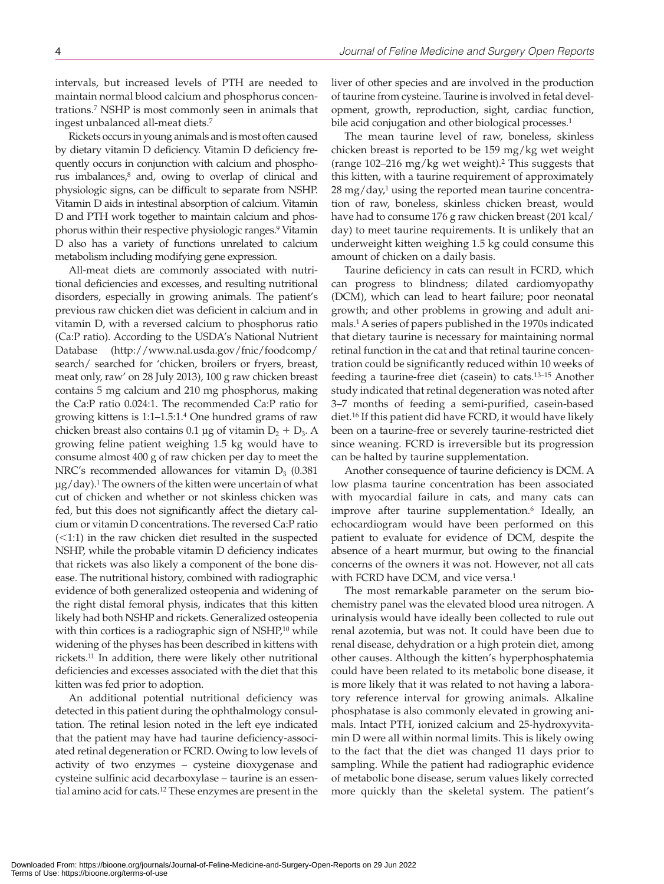intervals, but increased levels of PTH are needed to maintain normal blood calcium and phosphorus concentrations.[7] NSHP is most commonly seen in animals that ingest unbalanced all-meat diets.[7]

Rickets occurs in young animals and is most often caused by dietary vitamin D deficiency. Vitamin D deficiency frequently occurs in conjunction with calcium and phosphorus imbalances,[8] and, owing to overlap of clinical and physiologic signs, can be difficult to separate from NSHP. Vitamin D aids in intestinal absorption of calcium. Vitamin D and PTH work together to maintain calcium and phosphorus within their respective physiologic ranges.[9] Vitamin D also has a variety of functions unrelated to calcium metabolism including modifying gene expression.

All-meat diets are commonly associated with nutritional deficiencies and excesses, and resulting nutritional disorders, especially in growing animals. The patient's previous raw chicken diet was deficient in calcium and in vitamin D, with a reversed calcium to phosphorus ratio (Ca:P ratio). According to the USDA's National Nutrient Database (http://www.nal.usda.gov/fnic/foodcomp/search/ searched for 'chicken, broilers or fryers, breast, meat only, raw' on 28 July 2013), 100 g raw chicken breast contains 5 mg calcium and 210 mg phosphorus, making the Ca:P ratio 0.024:1. The recommended Ca:P ratio for growing kittens is 1:1–1.5:1.[4] One hundred grams of raw chicken breast also contains 0.1 µg of vitamin $D_2 + D_3$. A growing feline patient weighing 1.5 kg would have to consume almost 400 g of raw chicken per day to meet the NRC's recommended allowances for vitamin $D_3$ (0.381 µg/day).[1] The owners of the kitten were uncertain of what cut of chicken and whether or not skinless chicken was fed, but this does not significantly affect the dietary calcium or vitamin D concentrations. The reversed Ca:P ratio (<1:1) in the raw chicken diet resulted in the suspected NSHP, while the probable vitamin D deficiency indicates that rickets was also likely a component of the bone disease. The nutritional history, combined with radiographic evidence of both generalized osteopenia and widening of the right distal femoral physis, indicates that this kitten likely had both NSHP and rickets. Generalized osteopenia with thin cortices is a radiographic sign of NSHP,[10] while widening of the physes has been described in kittens with rickets.[11] In addition, there were likely other nutritional deficiencies and excesses associated with the diet that this kitten was fed prior to adoption.

An additional potential nutritional deficiency was detected in this patient during the ophthalmology consultation. The retinal lesion noted in the left eye indicated that the patient may have had taurine deficiency-associated retinal degeneration or FCRD. Owing to low levels of activity of two enzymes – cysteine dioxygenase and cysteine sulfinic acid decarboxylase – taurine is an essential amino acid for cats.[12] These enzymes are present in the liver of other species and are involved in the production of taurine from cysteine. Taurine is involved in fetal development, growth, reproduction, sight, cardiac function, bile acid conjugation and other biological processes.[1]

The mean taurine level of raw, boneless, skinless chicken breast is reported to be 159 mg/kg wet weight (range 102–216 mg/kg wet weight).[2] This suggests that this kitten, with a taurine requirement of approximately 28 mg/day,[1] using the reported mean taurine concentration of raw, boneless, skinless chicken breast, would have had to consume 176 g raw chicken breast (201 kcal/day) to meet taurine requirements. It is unlikely that an underweight kitten weighing 1.5 kg could consume this amount of chicken on a daily basis.

Taurine deficiency in cats can result in FCRD, which can progress to blindness; dilated cardiomyopathy (DCM), which can lead to heart failure; poor neonatal growth; and other problems in growing and adult animals.[1] A series of papers published in the 1970s indicated that dietary taurine is necessary for maintaining normal retinal function in the cat and that retinal taurine concentration could be significantly reduced within 10 weeks of feeding a taurine-free diet (casein) to cats.[13–15] Another study indicated that retinal degeneration was noted after 3–7 months of feeding a semi-purified, casein-based diet.[16] If this patient did have FCRD, it would have likely been on a taurine-free or severely taurine-restricted diet since weaning. FCRD is irreversible but its progression can be halted by taurine supplementation.

Another consequence of taurine deficiency is DCM. A low plasma taurine concentration has been associated with myocardial failure in cats, and many cats can improve after taurine supplementation.[6] Ideally, an echocardiogram would have been performed on this patient to evaluate for evidence of DCM, despite the absence of a heart murmur, but owing to the financial concerns of the owners it was not. However, not all cats with FCRD have DCM, and vice versa.[1]

The most remarkable parameter on the serum biochemistry panel was the elevated blood urea nitrogen. A urinalysis would have ideally been collected to rule out renal azotemia, but was not. It could have been due to renal disease, dehydration or a high protein diet, among other causes. Although the kitten's hyperphosphatemia could have been related to its metabolic bone disease, it is more likely that it was related to not having a laboratory reference interval for growing animals. Alkaline phosphatase is also commonly elevated in growing animals. Intact PTH, ionized calcium and 25-hydroxyvitamin D were all within normal limits. This is likely owing to the fact that the diet was changed 11 days prior to sampling. While the patient had radiographic evidence of metabolic bone disease, serum values likely corrected more quickly than the skeletal system. The patient's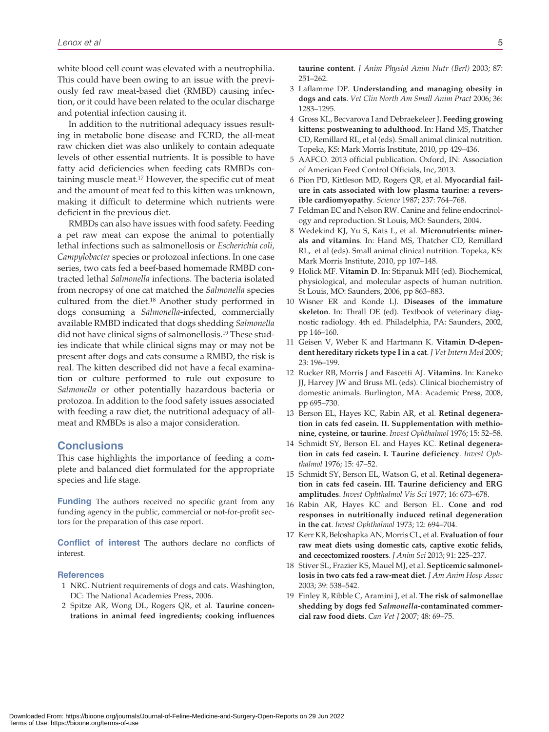white blood cell count was elevated with a neutrophilia. This could have been owing to an issue with the previously fed raw meat-based diet (RMBD) causing infection, or it could have been related to the ocular discharge and potential infection causing it.

In addition to the nutritional adequacy issues resulting in metabolic bone disease and FCRD, the all-meat raw chicken diet was also unlikely to contain adequate levels of other essential nutrients. It is possible to have fatty acid deficiencies when feeding cats RMBDs containing muscle meat.[17] However, the specific cut of meat and the amount of meat fed to this kitten was unknown, making it difficult to determine which nutrients were deficient in the previous diet.

RMBDs can also have issues with food safety. Feeding a pet raw meat can expose the animal to potentially lethal infections such as salmonellosis or *Escherichia coli*, *Campylobacter* species or protozoal infections. In one case series, two cats fed a beef-based homemade RMBD contracted lethal *Salmonella* infections. The bacteria isolated from necropsy of one cat matched the *Salmonella* species cultured from the diet.[18] Another study performed in dogs consuming a *Salmonella*-infected, commercially available RMBD indicated that dogs shedding *Salmonella* did not have clinical signs of salmonellosis.[19] These studies indicate that while clinical signs may or may not be present after dogs and cats consume a RMBD, the risk is real. The kitten described did not have a fecal examination or culture performed to rule out exposure to *Salmonella* or other potentially hazardous bacteria or protozoa. In addition to the food safety issues associated with feeding a raw diet, the nutritional adequacy of all-meat and RMBDs is also a major consideration.

## Conclusions

This case highlights the importance of feeding a complete and balanced diet formulated for the appropriate species and life stage.

**Funding** The authors received no specific grant from any funding agency in the public, commercial or not-for-profit sectors for the preparation of this case report.

**Conflict of interest** The authors declare no conflicts of interest.

### References

1. NRC. Nutrient requirements of dogs and cats. Washington, DC: The National Academies Press, 2006.
2. Spitze AR, Wong DL, Rogers QR, et al. **Taurine concentrations in animal feed ingredients; cooking influences taurine content**. *J Anim Physiol Anim Nutr (Berl)* 2003; 87: 251–262.
3. Laflamme DP. **Understanding and managing obesity in dogs and cats**. *Vet Clin North Am Small Anim Pract* 2006; 36: 1283–1295.
4. Gross KL, Becvarova I and Debraekeleer J. **Feeding growing kittens: postweaning to adulthood**. In: Hand MS, Thatcher CD, Remillard RL, et al (eds). Small animal clinical nutrition. Topeka, KS: Mark Morris Institute, 2010, pp 429–436.
5. AAFCO. 2013 official publication. Oxford, IN: Association of American Feed Control Officials, Inc, 2013.
6. Pion PD, Kittleson MD, Rogers QR, et al. **Myocardial failure in cats associated with low plasma taurine: a reversible cardiomyopathy**. *Science* 1987; 237: 764–768.
7. Feldman EC and Nelson RW. Canine and feline endocrinology and reproduction. St Louis, MO: Saunders, 2004.
8. Wedekind KJ, Yu S, Kats L, et al. **Micronutrients: minerals and vitamins**. In: Hand MS, Thatcher CD, Remillard RL, et al (eds). Small animal clinical nutrition. Topeka, KS: Mark Morris Institute, 2010, pp 107–148.
9. Holick MF. **Vitamin D**. In: Stipanuk MH (ed). Biochemical, physiological, and molecular aspects of human nutrition. St Louis, MO: Saunders, 2006, pp 863–883.
10. Wisner ER and Konde LJ. **Diseases of the immature skeleton**. In: Thrall DE (ed). Textbook of veterinary diagnostic radiology. 4th ed. Philadelphia, PA: Saunders, 2002, pp 146–160.
11. Geisen V, Weber K and Hartmann K. **Vitamin D-dependent hereditary rickets type I in a cat**. *J Vet Intern Med* 2009; 23: 196–199.
12. Rucker RB, Morris J and Fascetti AJ. **Vitamins**. In: Kaneko JJ, Harvey JW and Bruss ML (eds). Clinical biochemistry of domestic animals. Burlington, MA: Academic Press, 2008, pp 695–730.
13. Berson EL, Hayes KC, Rabin AR, et al. **Retinal degeneration in cats fed casein. II. Supplementation with methionine, cysteine, or taurine**. *Invest Ophthalmol* 1976; 15: 52–58.
14. Schmidt SY, Berson EL and Hayes KC. **Retinal degeneration in cats fed casein. I. Taurine deficiency**. *Invest Ophthalmol* 1976; 15: 47–52.
15. Schmidt SY, Berson EL, Watson G, et al. **Retinal degeneration in cats fed casein. III. Taurine deficiency and ERG amplitudes**. *Invest Ophthalmol Vis Sci* 1977; 16: 673–678.
16. Rabin AR, Hayes KC and Berson EL. **Cone and rod responses in nutritionally induced retinal degeneration in the cat**. *Invest Ophthalmol* 1973; 12: 694–704.
17. Kerr KR, Beloshapka AN, Morris CL, et al. **Evaluation of four raw meat diets using domestic cats, captive exotic felids, and cecectomized roosters**. *J Anim Sci* 2013; 91: 225–237.
18. Stiver SL, Frazier KS, Mauel MJ, et al. **Septicemic salmonellosis in two cats fed a raw-meat diet**. *J Am Anim Hosp Assoc* 2003; 39: 538–542.
19. Finley R, Ribble C, Aramini J, et al. **The risk of salmonellae shedding by dogs fed *Salmonella*-contaminated commercial raw food diets**. *Can Vet J* 2007; 48: 69–75.